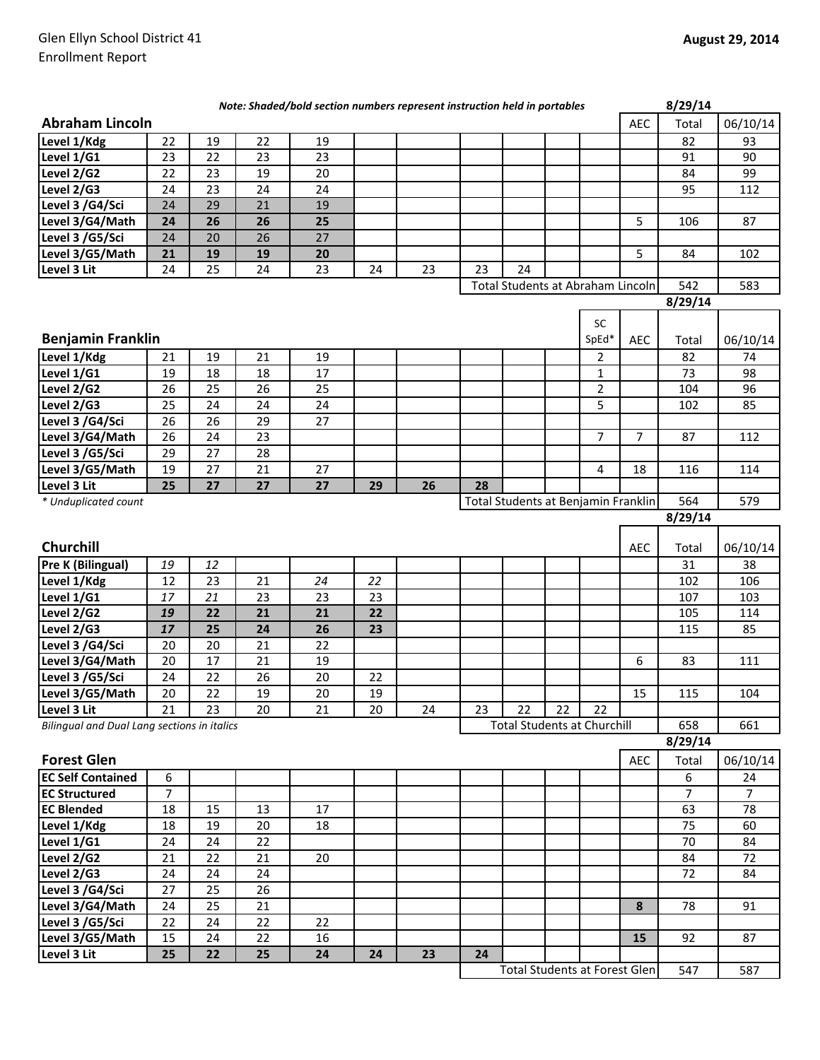Glen Ellyn School District 41
Enrollment Report

**August 29, 2014**

***Note: Shaded/bold section numbers represent instruction held in portables***

## Abraham Lincoln

| | | | | | | | | | | | AEC | 8/29/14 Total | 06/10/14 |
|---|---|---|---|---|---|---|---|---|---|---|---|---|---|
| Level 1/Kdg | 22 | 19 | 22 | 19 | | | | | | | | 82 | 93 |
| Level 1/G1 | 23 | 22 | 23 | 23 | | | | | | | | 91 | 90 |
| Level 2/G2 | 22 | 23 | 19 | 20 | | | | | | | | 84 | 99 |
| Level 2/G3 | 24 | 23 | 24 | 24 | | | | | | | | 95 | 112 |
| Level 3 /G4/Sci | 24 | 29 | 21 | 19 | | | | | | | | | |
| Level 3/G4/Math | **24** | **26** | **26** | **25** | | | | | | | 5 | 106 | 87 |
| Level 3 /G5/Sci | 24 | 20 | 26 | 27 | | | | | | | | | |
| Level 3/G5/Math | **21** | **19** | **19** | **20** | | | | | | | 5 | 84 | 102 |
| Level 3 Lit | 24 | 25 | 24 | 23 | 24 | 23 | 23 | 24 | | | | | |
| | | | | | | | Total Students at Abraham Lincoln | | | | | 542 | 583 |

## Benjamin Franklin

| | | | | | | | | | | SC SpEd* | AEC | 8/29/14 Total | 06/10/14 |
|---|---|---|---|---|---|---|---|---|---|---|---|---|---|
| Level 1/Kdg | 21 | 19 | 21 | 19 | | | | | | 2 | | 82 | 74 |
| Level 1/G1 | 19 | 18 | 18 | 17 | | | | | | 1 | | 73 | 98 |
| Level 2/G2 | 26 | 25 | 26 | 25 | | | | | | 2 | | 104 | 96 |
| Level 2/G3 | 25 | 24 | 24 | 24 | | | | | | 5 | | 102 | 85 |
| Level 3 /G4/Sci | 26 | 26 | 29 | 27 | | | | | | | | | |
| Level 3/G4/Math | 26 | 24 | 23 | | | | | | | 7 | 7 | 87 | 112 |
| Level 3 /G5/Sci | 29 | 27 | 28 | | | | | | | | | | |
| Level 3/G5/Math | 19 | 27 | 21 | 27 | | | | | | 4 | 18 | 116 | 114 |
| Level 3 Lit | **25** | **27** | **27** | **27** | **29** | **26** | **28** | | | | | | |
| | | | | | | | Total Students at Benjamin Franklin | | | | | 564 | 579 |

*\* Unduplicated count*

## Churchill

| | | | | | | | | | | | AEC | 8/29/14 Total | 06/10/14 |
|---|---|---|---|---|---|---|---|---|---|---|---|---|---|
| Pre K (Bilingual) | *19* | *12* | | | | | | | | | | 31 | 38 |
| Level 1/Kdg | 12 | 23 | 21 | *24* | *22* | | | | | | | 102 | 106 |
| Level 1/G1 | *17* | *21* | 23 | 23 | 23 | | | | | | | 107 | 103 |
| Level 2/G2 | ***19*** | **22** | **21** | **21** | **22** | | | | | | | 105 | 114 |
| Level 2/G3 | ***17*** | **25** | **24** | **26** | **23** | | | | | | | 115 | 85 |
| Level 3 /G4/Sci | 20 | 20 | 21 | 22 | | | | | | | | | |
| Level 3/G4/Math | 20 | 17 | 21 | 19 | | | | | | | 6 | 83 | 111 |
| Level 3 /G5/Sci | 24 | 22 | 26 | 20 | 22 | | | | | | | | |
| Level 3/G5/Math | 20 | 22 | 19 | 20 | 19 | | | | | | 15 | 115 | 104 |
| Level 3 Lit | 21 | 23 | 20 | 21 | 20 | 24 | 23 | 22 | 22 | 22 | | | |
| | | | | | | | Total Students at Churchill | | | | | 658 | 661 |

*Bilingual and Dual Lang sections in italics*

## Forest Glen

| | | | | | | | | | | | AEC | 8/29/14 Total | 06/10/14 |
|---|---|---|---|---|---|---|---|---|---|---|---|---|---|
| EC Self Contained | 6 | | | | | | | | | | | 6 | 24 |
| EC Structured | 7 | | | | | | | | | | | 7 | 7 |
| EC Blended | 18 | 15 | 13 | 17 | | | | | | | | 63 | 78 |
| Level 1/Kdg | 18 | 19 | 20 | 18 | | | | | | | | 75 | 60 |
| Level 1/G1 | 24 | 24 | 22 | | | | | | | | | 70 | 84 |
| Level 2/G2 | 21 | 22 | 21 | 20 | | | | | | | | 84 | 72 |
| Level 2/G3 | 24 | 24 | 24 | | | | | | | | | 72 | 84 |
| Level 3 /G4/Sci | 27 | 25 | 26 | | | | | | | | | | |
| Level 3/G4/Math | 24 | 25 | 21 | | | | | | | | **8** | 78 | 91 |
| Level 3 /G5/Sci | 22 | 24 | 22 | 22 | | | | | | | | | |
| Level 3/G5/Math | 15 | 24 | 22 | 16 | | | | | | | **15** | 92 | 87 |
| Level 3 Lit | **25** | **22** | **25** | **24** | **24** | **23** | **24** | | | | | | |
| | | | | | | | Total Students at Forest Glen | | | | | 547 | 587 |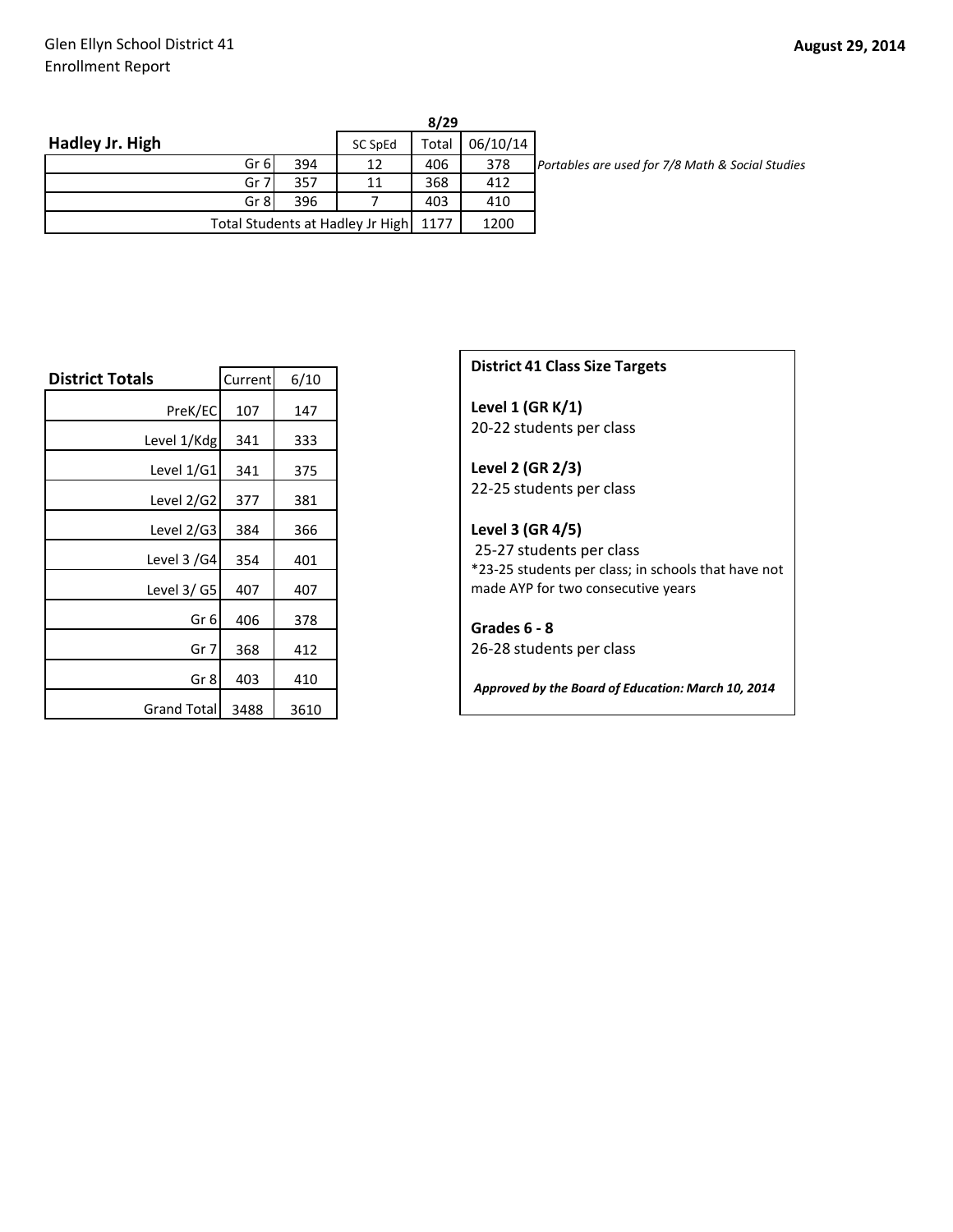Glen Ellyn School District 41
Enrollment Report

**August 29, 2014**

| Hadley Jr. High | | SC SpEd | 8/29 Total | 06/10/14 |
|---|---|---|---|---|
| Gr 6 | 394 | 12 | 406 | 378 |
| Gr 7 | 357 | 11 | 368 | 412 |
| Gr 8 | 396 | 7 | 403 | 410 |
| Total Students at Hadley Jr High | | | 1177 | 1200 |

*Portables are used for 7/8 Math & Social Studies*

| District Totals | Current | 6/10 |
|---|---|---|
| PreK/EC | 107 | 147 |
| Level 1/Kdg | 341 | 333 |
| Level 1/G1 | 341 | 375 |
| Level 2/G2 | 377 | 381 |
| Level 2/G3 | 384 | 366 |
| Level 3 /G4 | 354 | 401 |
| Level 3/ G5 | 407 | 407 |
| Gr 6 | 406 | 378 |
| Gr 7 | 368 | 412 |
| Gr 8 | 403 | 410 |
| Grand Total | 3488 | 3610 |

**District 41 Class Size Targets**

**Level 1 (GR K/1)**
20-22 students per class

**Level 2 (GR 2/3)**
22-25 students per class

**Level 3 (GR 4/5)**
25-27 students per class
*23-25 students per class; in schools that have not made AYP for two consecutive years

**Grades 6 - 8**
26-28 students per class

***Approved by the Board of Education: March 10, 2014***